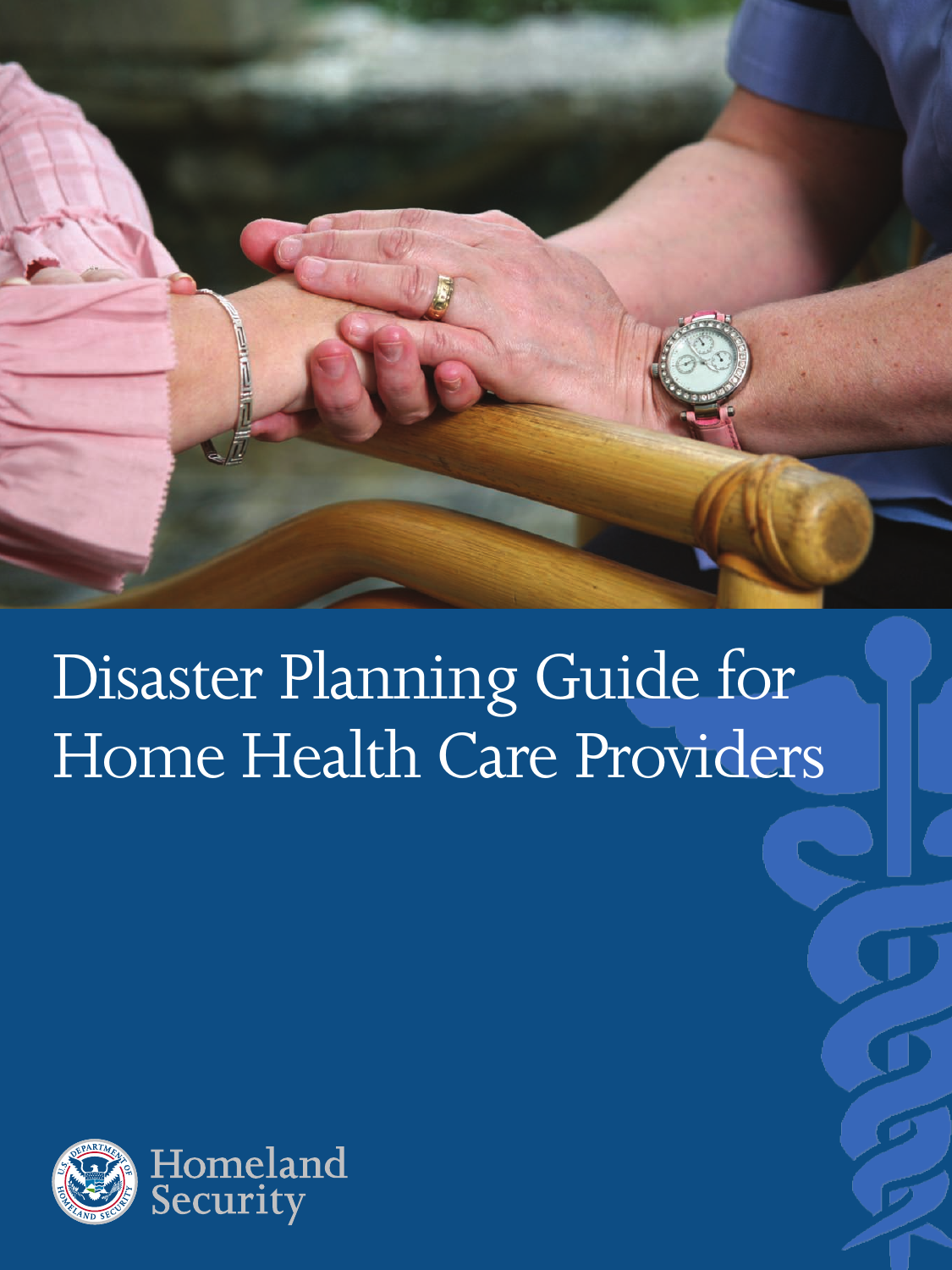# Disaster Planning Guide for Home Health Care Providers

Homeland Security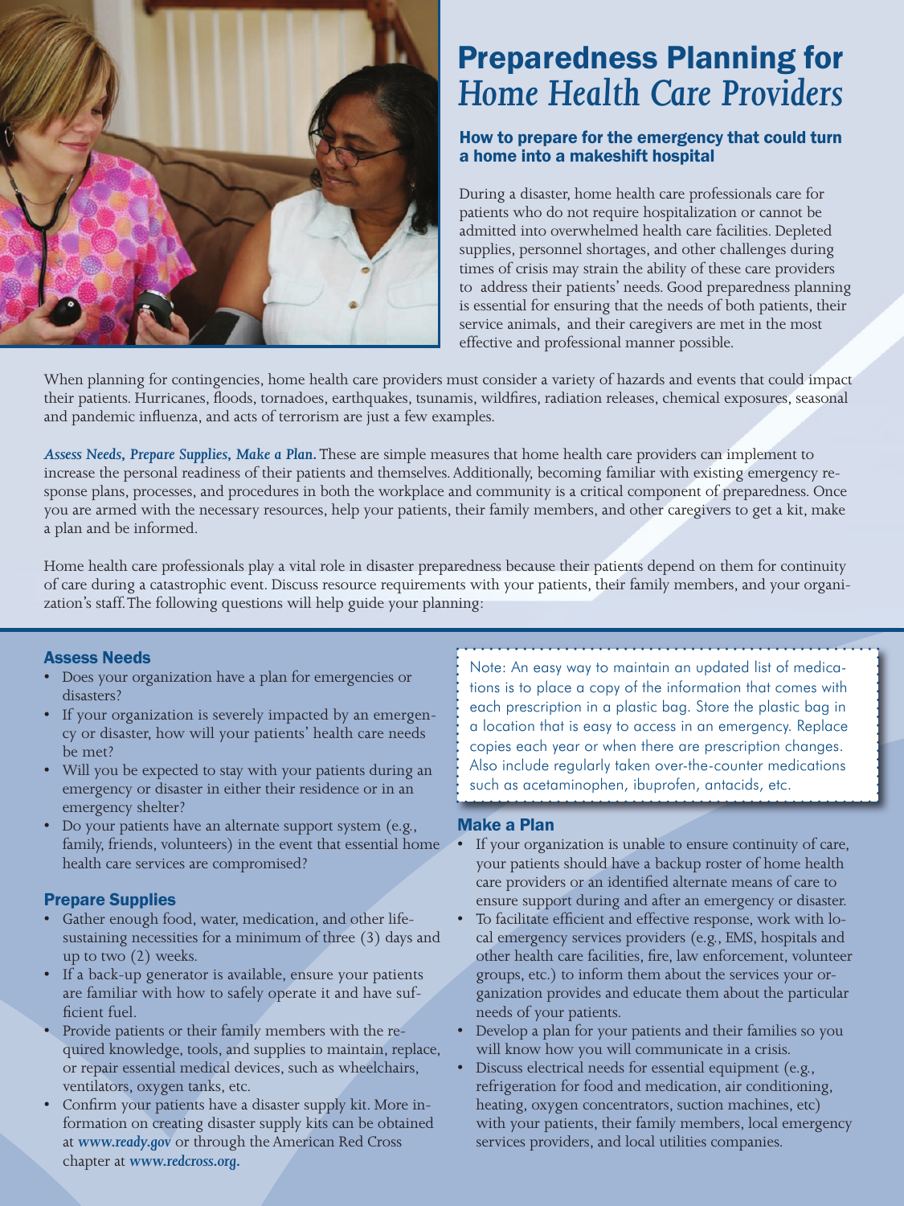# Preparedness Planning for *Home Health Care Providers*

## How to prepare for the emergency that could turn a home into a makeshift hospital

During a disaster, home health care professionals care for patients who do not require hospitalization or cannot be admitted into overwhelmed health care facilities. Depleted supplies, personnel shortages, and other challenges during times of crisis may strain the ability of these care providers to address their patients' needs. Good preparedness planning is essential for ensuring that the needs of both patients, their service animals, and their caregivers are met in the most effective and professional manner possible.

When planning for contingencies, home health care providers must consider a variety of hazards and events that could impact their patients. Hurricanes, floods, tornadoes, earthquakes, tsunamis, wildfires, radiation releases, chemical exposures, seasonal and pandemic influenza, and acts of terrorism are just a few examples.

***Assess Needs, Prepare Supplies, Make a Plan.*** These are simple measures that home health care providers can implement to increase the personal readiness of their patients and themselves. Additionally, becoming familiar with existing emergency response plans, processes, and procedures in both the workplace and community is a critical component of preparedness. Once you are armed with the necessary resources, help your patients, their family members, and other caregivers to get a kit, make a plan and be informed.

Home health care professionals play a vital role in disaster preparedness because their patients depend on them for continuity of care during a catastrophic event. Discuss resource requirements with your patients, their family members, and your organization's staff. The following questions will help guide your planning:

### Assess Needs

- Does your organization have a plan for emergencies or disasters?
- If your organization is severely impacted by an emergency or disaster, how will your patients' health care needs be met?
- Will you be expected to stay with your patients during an emergency or disaster in either their residence or in an emergency shelter?
- Do your patients have an alternate support system (e.g., family, friends, volunteers) in the event that essential home health care services are compromised?

### Prepare Supplies

- Gather enough food, water, medication, and other life-sustaining necessities for a minimum of three (3) days and up to two (2) weeks.
- If a back-up generator is available, ensure your patients are familiar with how to safely operate it and have sufficient fuel.
- Provide patients or their family members with the required knowledge, tools, and supplies to maintain, replace, or repair essential medical devices, such as wheelchairs, ventilators, oxygen tanks, etc.
- Confirm your patients have a disaster supply kit. More information on creating disaster supply kits can be obtained at ***www.ready.gov*** or through the American Red Cross chapter at ***www.redcross.org.***

Note: An easy way to maintain an updated list of medications is to place a copy of the information that comes with each prescription in a plastic bag. Store the plastic bag in a location that is easy to access in an emergency. Replace copies each year or when there are prescription changes. Also include regularly taken over-the-counter medications such as acetaminophen, ibuprofen, antacids, etc.

### Make a Plan

- If your organization is unable to ensure continuity of care, your patients should have a backup roster of home health care providers or an identified alternate means of care to ensure support during and after an emergency or disaster.
- To facilitate efficient and effective response, work with local emergency services providers (e.g., EMS, hospitals and other health care facilities, fire, law enforcement, volunteer groups, etc.) to inform them about the services your organization provides and educate them about the particular needs of your patients.
- Develop a plan for your patients and their families so you will know how you will communicate in a crisis.
- Discuss electrical needs for essential equipment (e.g., refrigeration for food and medication, air conditioning, heating, oxygen concentrators, suction machines, etc) with your patients, their family members, local emergency services providers, and local utilities companies.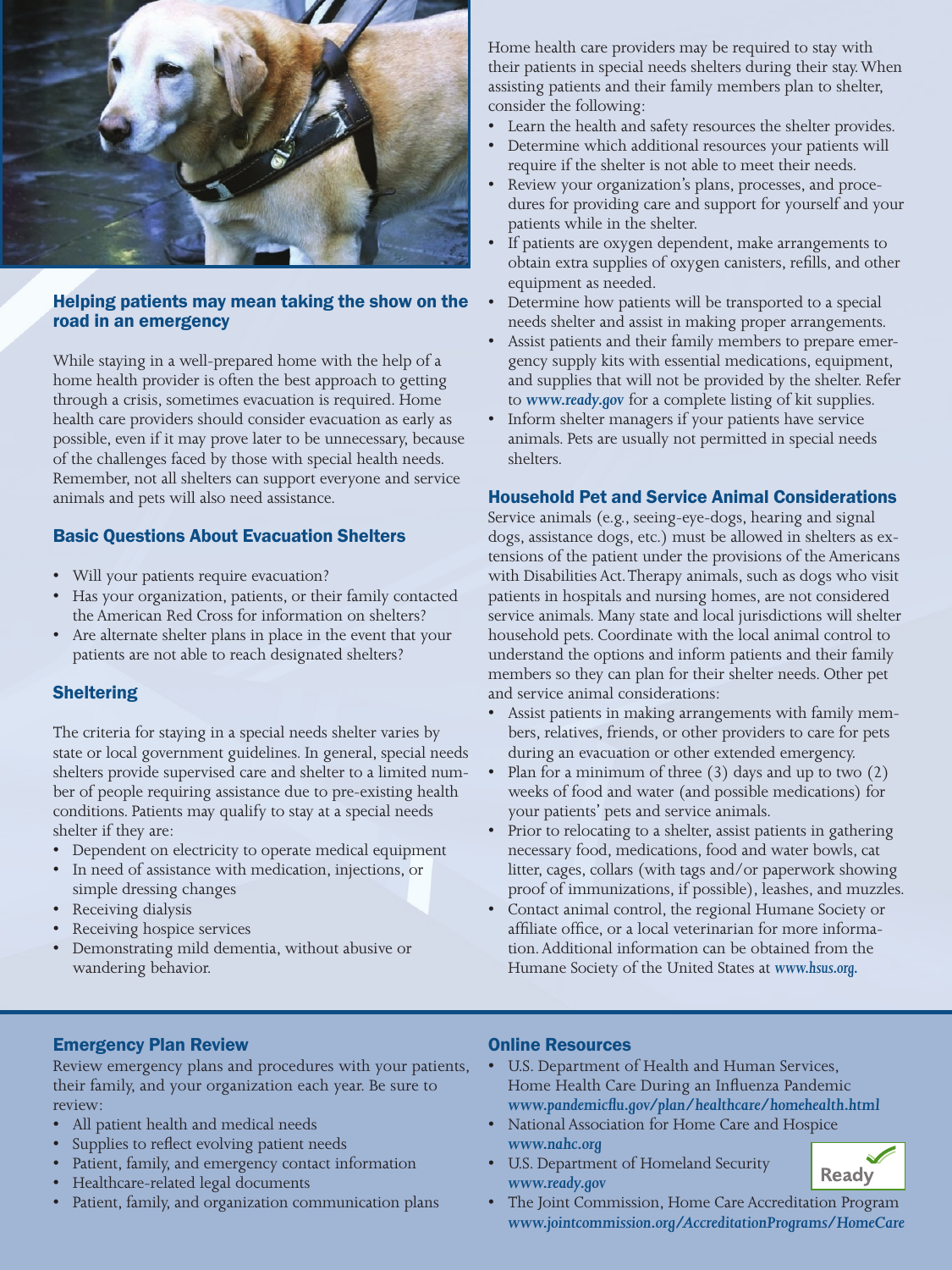## Helping patients may mean taking the show on the road in an emergency

While staying in a well-prepared home with the help of a home health provider is often the best approach to getting through a crisis, sometimes evacuation is required. Home health care providers should consider evacuation as early as possible, even if it may prove later to be unnecessary, because of the challenges faced by those with special health needs. Remember, not all shelters can support everyone and service animals and pets will also need assistance.

### Basic Questions About Evacuation Shelters

- Will your patients require evacuation?
- Has your organization, patients, or their family contacted the American Red Cross for information on shelters?
- Are alternate shelter plans in place in the event that your patients are not able to reach designated shelters?

### Sheltering

The criteria for staying in a special needs shelter varies by state or local government guidelines. In general, special needs shelters provide supervised care and shelter to a limited number of people requiring assistance due to pre-existing health conditions. Patients may qualify to stay at a special needs shelter if they are:

- Dependent on electricity to operate medical equipment
- In need of assistance with medication, injections, or simple dressing changes
- Receiving dialysis
- Receiving hospice services
- Demonstrating mild dementia, without abusive or wandering behavior.

Home health care providers may be required to stay with their patients in special needs shelters during their stay. When assisting patients and their family members plan to shelter, consider the following:

- Learn the health and safety resources the shelter provides.
- Determine which additional resources your patients will require if the shelter is not able to meet their needs.
- Review your organization's plans, processes, and procedures for providing care and support for yourself and your patients while in the shelter.
- If patients are oxygen dependent, make arrangements to obtain extra supplies of oxygen canisters, refills, and other equipment as needed.
- Determine how patients will be transported to a special needs shelter and assist in making proper arrangements.
- Assist patients and their family members to prepare emergency supply kits with essential medications, equipment, and supplies that will not be provided by the shelter. Refer to *www.ready.gov* for a complete listing of kit supplies.
- Inform shelter managers if your patients have service animals. Pets are usually not permitted in special needs shelters.

### Household Pet and Service Animal Considerations

Service animals (e.g., seeing-eye-dogs, hearing and signal dogs, assistance dogs, etc.) must be allowed in shelters as extensions of the patient under the provisions of the Americans with Disabilities Act. Therapy animals, such as dogs who visit patients in hospitals and nursing homes, are not considered service animals. Many state and local jurisdictions will shelter household pets. Coordinate with the local animal control to understand the options and inform patients and their family members so they can plan for their shelter needs. Other pet and service animal considerations:

- Assist patients in making arrangements with family members, relatives, friends, or other providers to care for pets during an evacuation or other extended emergency.
- Plan for a minimum of three (3) days and up to two (2) weeks of food and water (and possible medications) for your patients' pets and service animals.
- Prior to relocating to a shelter, assist patients in gathering necessary food, medications, food and water bowls, cat litter, cages, collars (with tags and/or paperwork showing proof of immunizations, if possible), leashes, and muzzles.
- Contact animal control, the regional Humane Society or affiliate office, or a local veterinarian for more information. Additional information can be obtained from the Humane Society of the United States at *www.hsus.org.*

### Emergency Plan Review

Review emergency plans and procedures with your patients, their family, and your organization each year. Be sure to review:

- All patient health and medical needs
- Supplies to reflect evolving patient needs
- Patient, family, and emergency contact information
- Healthcare-related legal documents
- Patient, family, and organization communication plans

### Online Resources

- U.S. Department of Health and Human Services, Home Health Care During an Influenza Pandemic *www.pandemicflu.gov/plan/healthcare/homehealth.html*
- National Association for Home Care and Hospice *www.nahc.org*
- U.S. Department of Homeland Security *www.ready.gov*
- The Joint Commission, Home Care Accreditation Program *www.jointcommission.org/AccreditationPrograms/HomeCare*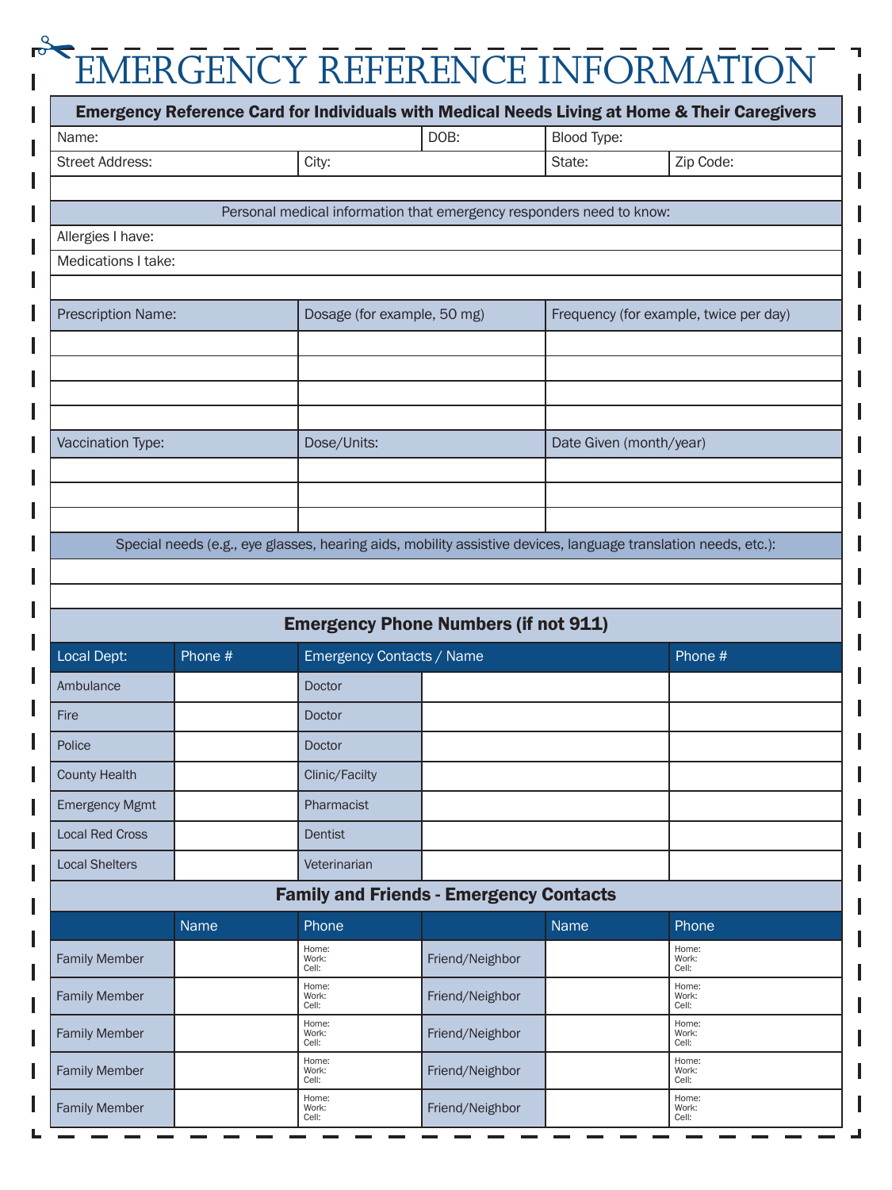# EMERGENCY REFERENCE INFORMATION

| Emergency Reference Card for Individuals with Medical Needs Living at Home & Their Caregivers | | | |
|---|---|---|---|
| Name: | | DOB: | Blood Type: |
| Street Address: | City: | State: | Zip Code: |

| Personal medical information that emergency responders need to know: |
|---|
| Allergies I have: |
| Medications I take: |
| |

| Prescription Name: | Dosage (for example, 50 mg) | Frequency (for example, twice per day) |
|---|---|---|
| | | |
| | | |
| | | |
| | | |

| Vaccination Type: | Dose/Units: | Date Given (month/year) |
|---|---|---|
| | | |
| | | |
| | | |

| Special needs (e.g., eye glasses, hearing aids, mobility assistive devices, language translation needs, etc.): |
|---|
| |
| |

## Emergency Phone Numbers (if not 911)

| Local Dept: | Phone # | Emergency Contacts / Name | | Phone # |
|---|---|---|---|---|
| Ambulance | | Doctor | | |
| Fire | | Doctor | | |
| Police | | Doctor | | |
| County Health | | Clinic/Facilty | | |
| Emergency Mgmt | | Pharmacist | | |
| Local Red Cross | | Dentist | | |
| Local Shelters | | Veterinarian | | |

## Family and Friends - Emergency Contacts

| | Name | Phone | | Name | Phone |
|---|---|---|---|---|---|
| Family Member | | Home: Work: Cell: | Friend/Neighbor | | Home: Work: Cell: |
| Family Member | | Home: Work: Cell: | Friend/Neighbor | | Home: Work: Cell: |
| Family Member | | Home: Work: Cell: | Friend/Neighbor | | Home: Work: Cell: |
| Family Member | | Home: Work: Cell: | Friend/Neighbor | | Home: Work: Cell: |
| Family Member | | Home: Work: Cell: | Friend/Neighbor | | Home: Work: Cell: |